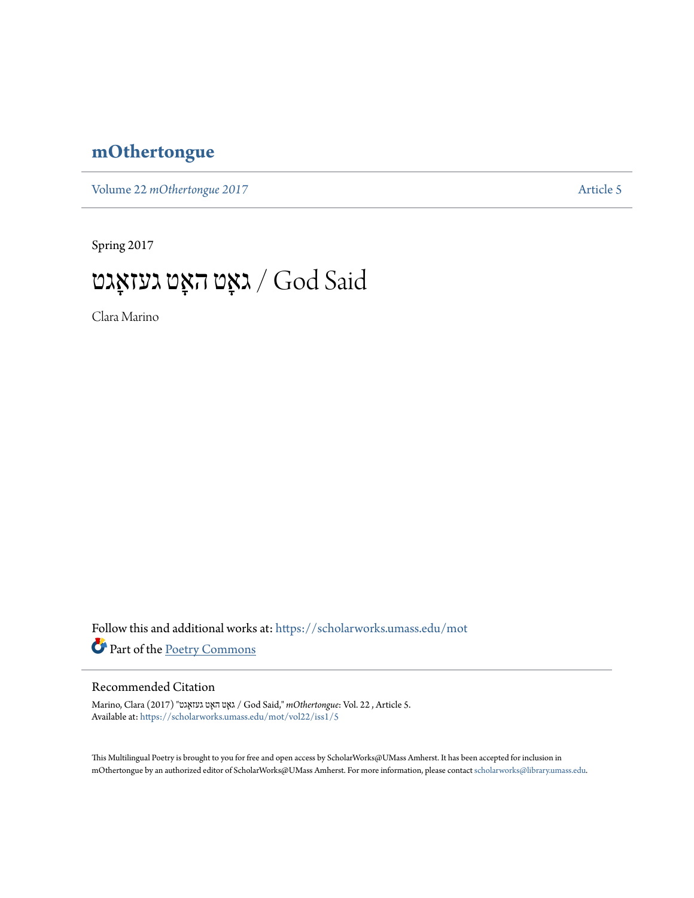# mOthertongue

Volume 22 *mOthertongue 2017* Article 5

Spring 2017

## גאָט האָט געזאָגט / God Said

Clara Marino

Follow this and additional works at: https://scholarworks.umass.edu/mot

Part of the Poetry Commons

### Recommended Citation

Marino, Clara (2017) "גאָט האָט געזאָגט / God Said," *mOthertongue*: Vol. 22 , Article 5.
Available at: https://scholarworks.umass.edu/mot/vol22/iss1/5

This Multilingual Poetry is brought to you for free and open access by ScholarWorks@UMass Amherst. It has been accepted for inclusion in mOthertongue by an authorized editor of ScholarWorks@UMass Amherst. For more information, please contact scholarworks@library.umass.edu.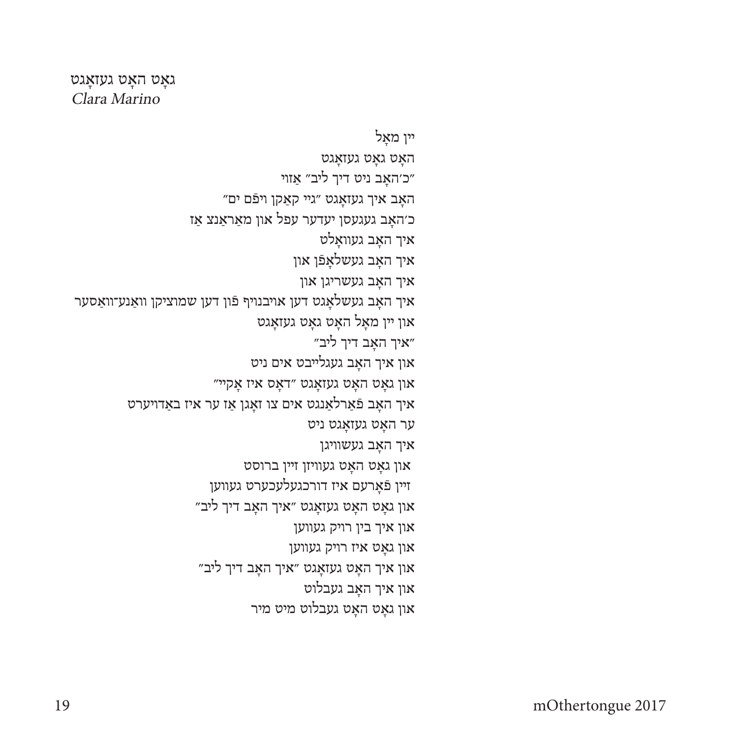## גאָט האָט געזאָגט

*Clara Marino*

יין מאָל  
האָט גאָט געזאָגט  
״כ׳האָב ניט דיך ליב״ אַזוי  
האָב איך געזאָגט ״גיי קאַקן ויפֿם ים״  
כ׳האָב געגעסן יעדער עפּל און מאַראַנצ אַז  
איך האָב געוואָלט  
איך האָב געשלאָפֿן און  
איך האָב געשריגן און  
איך האָב געשלאָגט דען אויבנויף פֿון דען שמוציקן וואַנע־וואַסער  
און יין מאָל האָט גאָט געזאָגט  
״איך האָב דיך ליב״  
און איך האָב געגלייבט אים ניט  
און גאָט האָט געזאָגט ״דאָס איז אָקיי״  
איך האָב פֿאַרלאַנגט אים צו זאָגן אַז ער איז באַדויערט  
ער האָט געזאָגט ניט  
איך האָב געשוויגן  
און גאָט האָט געוויזן זיין ברוסט  
זיין פֿאָרעם איז דורכגעלעכערט געווען  
און גאָט האָט געזאָגט ״איך האָב דיך ליב״  
און איך בין רויק געווען  
און גאָט איז רויק געווען  
און איך האָט געזאָגט ״איך האָב דיך ליב״  
און איך האָב געבלוט  
און גאָט האָט געבלוט מיט מיר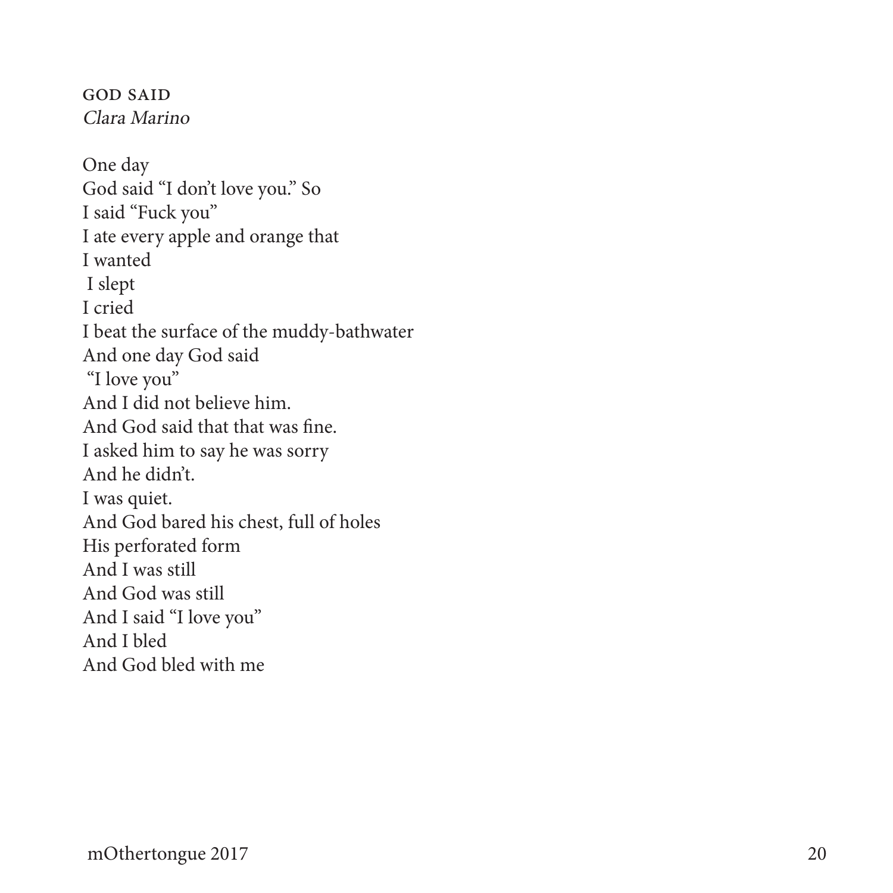## GOD SAID

*Clara Marino*

One day  
God said "I don't love you." So  
I said "Fuck you"  
I ate every apple and orange that  
I wanted  
I slept  
I cried  
I beat the surface of the muddy-bathwater  
And one day God said  
"I love you"  
And I did not believe him.  
And God said that that was fine.  
I asked him to say he was sorry  
And he didn't.  
I was quiet.  
And God bared his chest, full of holes  
His perforated form  
And I was still  
And God was still  
And I said "I love you"  
And I bled  
And God bled with me